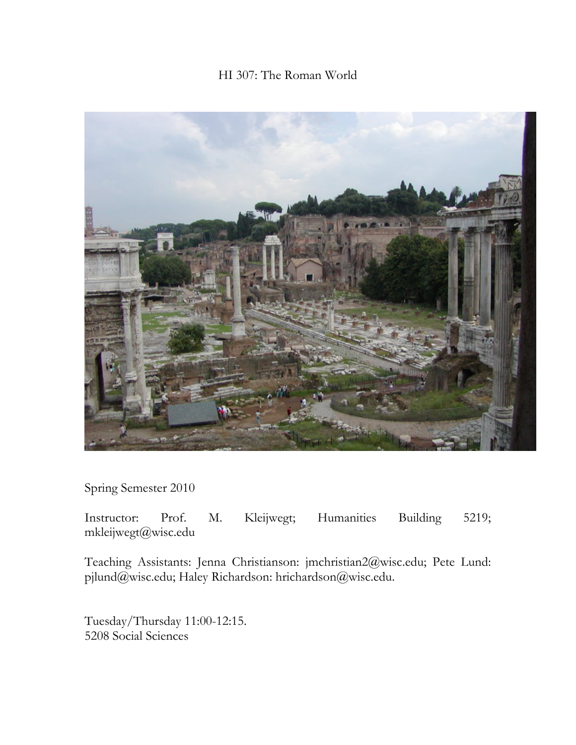# HI 307: The Roman World

Spring Semester 2010

Instructor: Prof. M. Kleijwegt; Humanities Building 5219; mkleijwegt@wisc.edu

Teaching Assistants: Jenna Christianson: jmchristian2@wisc.edu; Pete Lund: pjlund@wisc.edu; Haley Richardson: hrichardson@wisc.edu.

Tuesday/Thursday 11:00-12:15.
5208 Social Sciences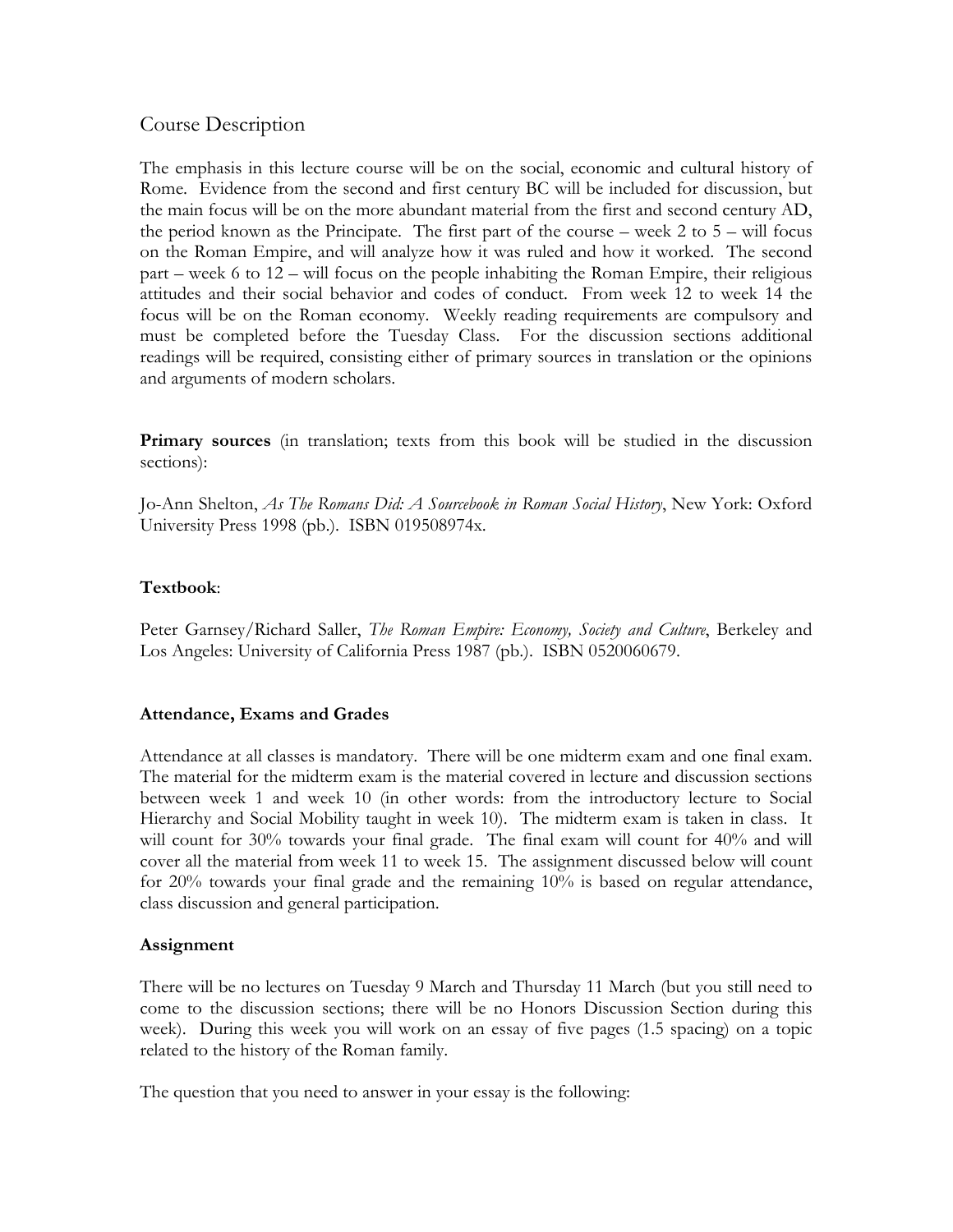## Course Description

The emphasis in this lecture course will be on the social, economic and cultural history of Rome. Evidence from the second and first century BC will be included for discussion, but the main focus will be on the more abundant material from the first and second century AD, the period known as the Principate. The first part of the course – week 2 to 5 – will focus on the Roman Empire, and will analyze how it was ruled and how it worked. The second part – week 6 to 12 – will focus on the people inhabiting the Roman Empire, their religious attitudes and their social behavior and codes of conduct. From week 12 to week 14 the focus will be on the Roman economy. Weekly reading requirements are compulsory and must be completed before the Tuesday Class. For the discussion sections additional readings will be required, consisting either of primary sources in translation or the opinions and arguments of modern scholars.

**Primary sources** (in translation; texts from this book will be studied in the discussion sections):

Jo-Ann Shelton, *As The Romans Did: A Sourcebook in Roman Social History*, New York: Oxford University Press 1998 (pb.). ISBN 019508974x.

**Textbook**:

Peter Garnsey/Richard Saller, *The Roman Empire: Economy, Society and Culture*, Berkeley and Los Angeles: University of California Press 1987 (pb.). ISBN 0520060679.

**Attendance, Exams and Grades**

Attendance at all classes is mandatory. There will be one midterm exam and one final exam. The material for the midterm exam is the material covered in lecture and discussion sections between week 1 and week 10 (in other words: from the introductory lecture to Social Hierarchy and Social Mobility taught in week 10). The midterm exam is taken in class. It will count for 30% towards your final grade. The final exam will count for 40% and will cover all the material from week 11 to week 15. The assignment discussed below will count for 20% towards your final grade and the remaining 10% is based on regular attendance, class discussion and general participation.

**Assignment**

There will be no lectures on Tuesday 9 March and Thursday 11 March (but you still need to come to the discussion sections; there will be no Honors Discussion Section during this week). During this week you will work on an essay of five pages (1.5 spacing) on a topic related to the history of the Roman family.

The question that you need to answer in your essay is the following: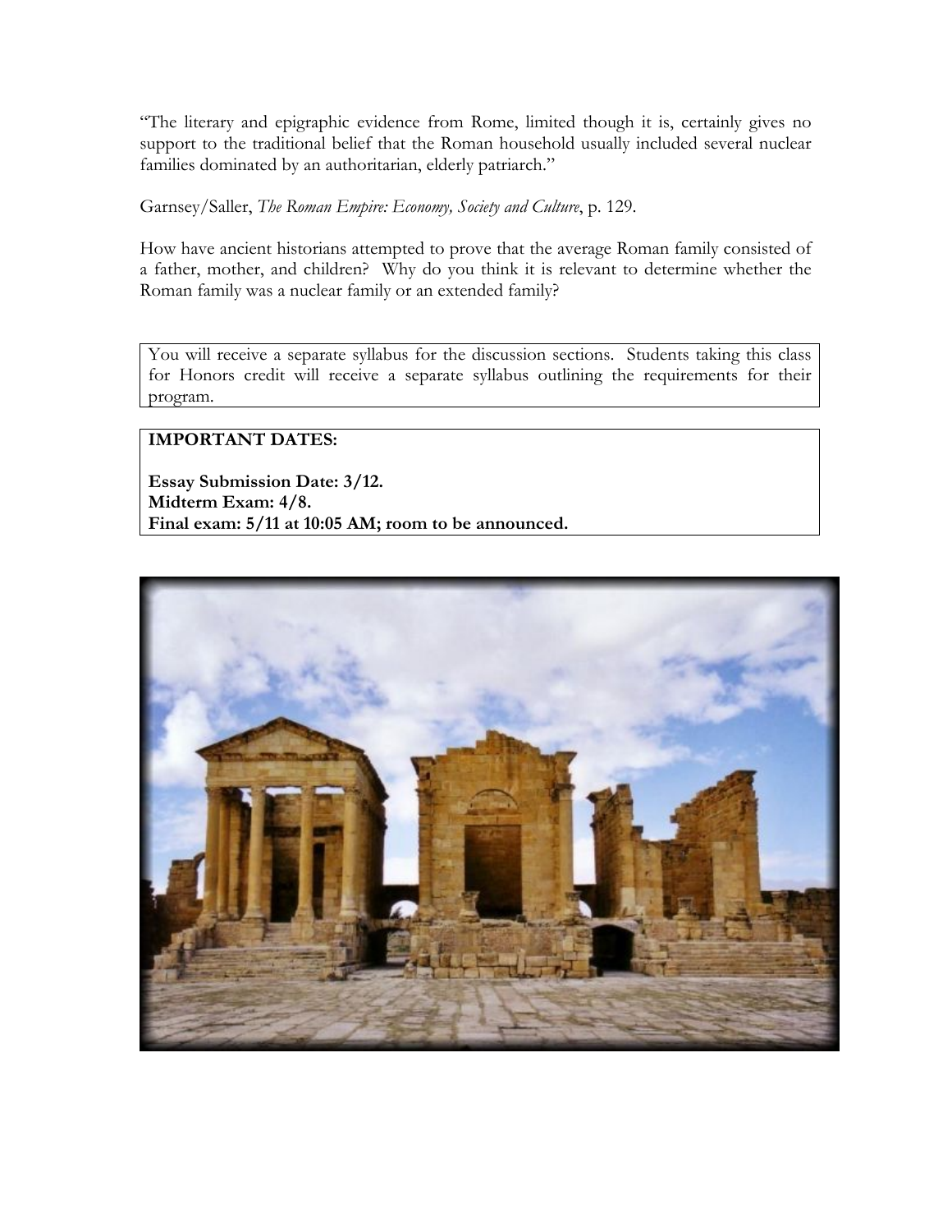"The literary and epigraphic evidence from Rome, limited though it is, certainly gives no support to the traditional belief that the Roman household usually included several nuclear families dominated by an authoritarian, elderly patriarch."

Garnsey/Saller, *The Roman Empire: Economy, Society and Culture*, p. 129.

How have ancient historians attempted to prove that the average Roman family consisted of a father, mother, and children? Why do you think it is relevant to determine whether the Roman family was a nuclear family or an extended family?

You will receive a separate syllabus for the discussion sections. Students taking this class for Honors credit will receive a separate syllabus outlining the requirements for their program.

**IMPORTANT DATES:**

**Essay Submission Date: 3/12.**
**Midterm Exam: 4/8.**
**Final exam: 5/11 at 10:05 AM; room to be announced.**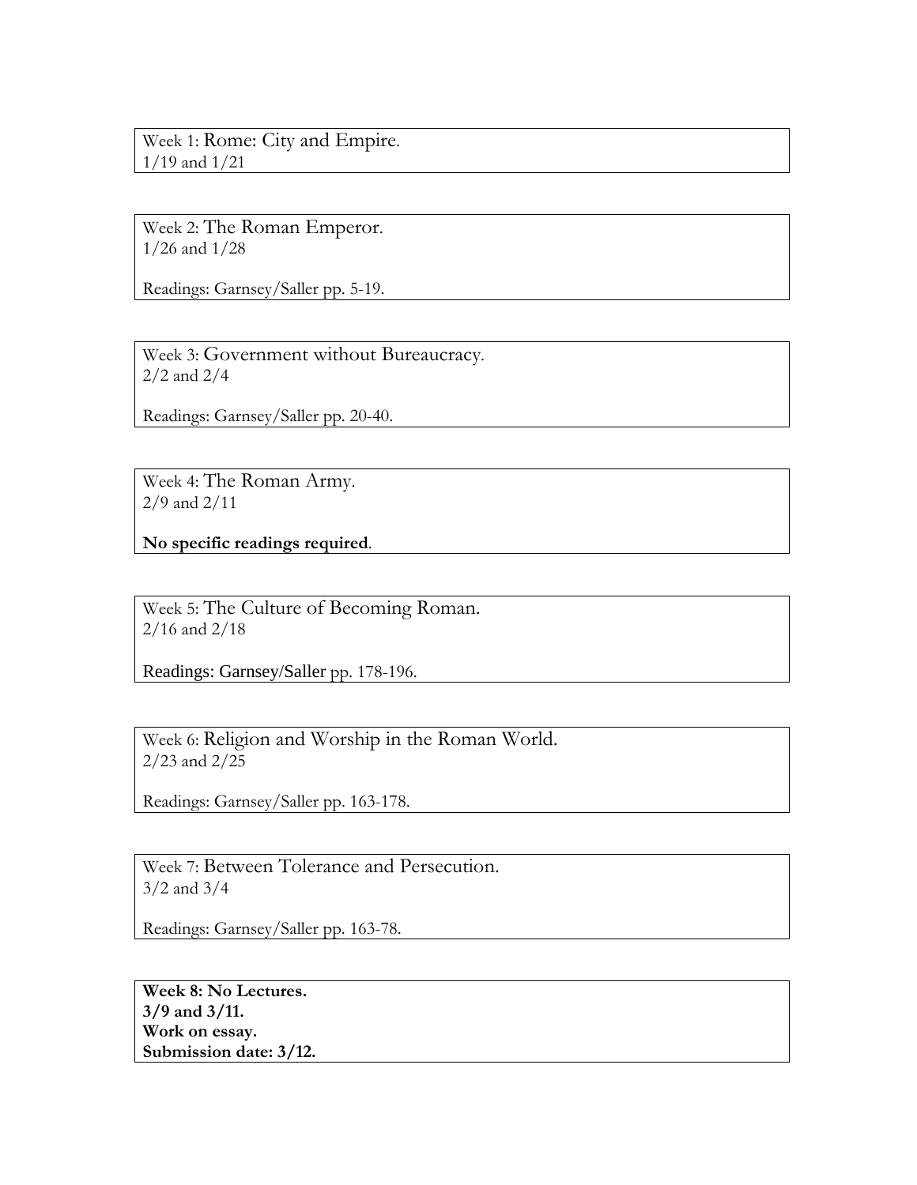Week 1: Rome: City and Empire.
1/19 and 1/21

Week 2: The Roman Emperor.
1/26 and 1/28

Readings: Garnsey/Saller pp. 5-19.

Week 3: Government without Bureaucracy.
2/2 and 2/4

Readings: Garnsey/Saller pp. 20-40.

Week 4: The Roman Army.
2/9 and 2/11

**No specific readings required**.

Week 5: The Culture of Becoming Roman.
2/16 and 2/18

Readings: Garnsey/Saller pp. 178-196.

Week 6: Religion and Worship in the Roman World.
2/23 and 2/25

Readings: Garnsey/Saller pp. 163-178.

Week 7: Between Tolerance and Persecution.
3/2 and 3/4

Readings: Garnsey/Saller pp. 163-78.

**Week 8: No Lectures.**
**3/9 and 3/11.**
**Work on essay.**
**Submission date: 3/12.**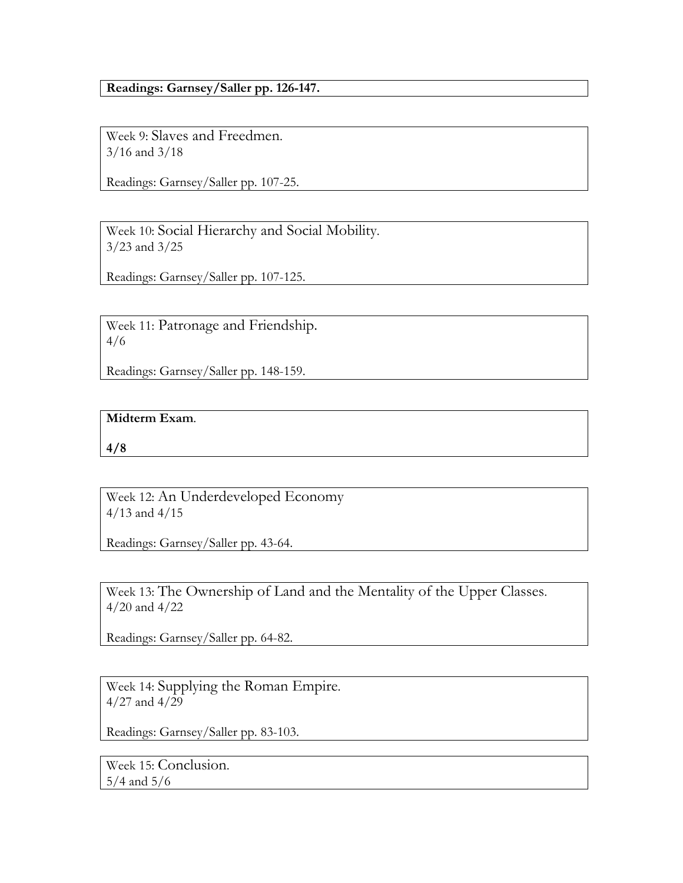**Readings: Garnsey/Saller pp. 126-147.**

Week 9: Slaves and Freedmen.
3/16 and 3/18

Readings: Garnsey/Saller pp. 107-25.

Week 10: Social Hierarchy and Social Mobility.
3/23 and 3/25

Readings: Garnsey/Saller pp. 107-125.

Week 11: Patronage and Friendship.
4/6

Readings: Garnsey/Saller pp. 148-159.

**Midterm Exam**.

**4/8**

Week 12: An Underdeveloped Economy
4/13 and 4/15

Readings: Garnsey/Saller pp. 43-64.

Week 13: The Ownership of Land and the Mentality of the Upper Classes.
4/20 and 4/22

Readings: Garnsey/Saller pp. 64-82.

Week 14: Supplying the Roman Empire.
4/27 and 4/29

Readings: Garnsey/Saller pp. 83-103.

Week 15: Conclusion.
5/4 and 5/6